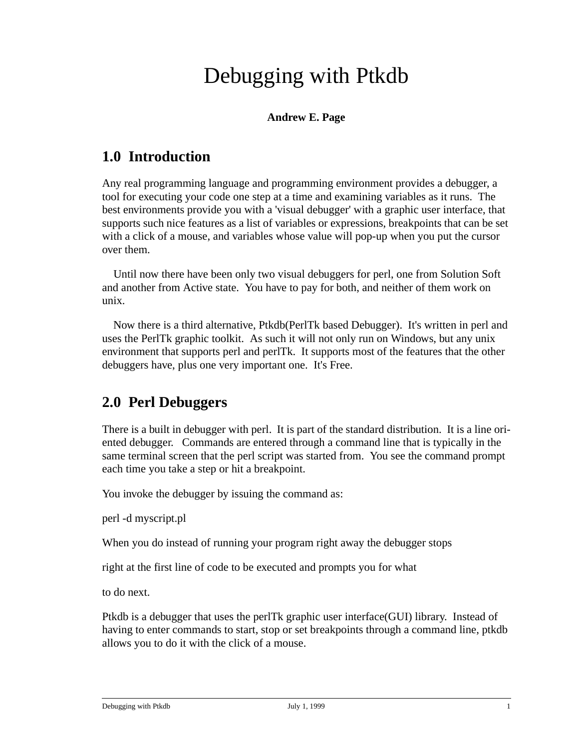# Debugging with Ptkdb

**Andrew E. Page**

## 1.0 Introduction

Any real programming language and programming environment provides a debugger, a tool for executing your code one step at a time and examining variables as it runs. The best environments provide you with a 'visual debugger' with a graphic user interface, that supports such nice features as a list of variables or expressions, breakpoints that can be set with a click of a mouse, and variables whose value will pop-up when you put the cursor over them.

Until now there have been only two visual debuggers for perl, one from Solution Soft and another from Active state. You have to pay for both, and neither of them work on unix.

Now there is a third alternative, Ptkdb(PerlTk based Debugger). It's written in perl and uses the PerlTk graphic toolkit. As such it will not only run on Windows, but any unix environment that supports perl and perlTk. It supports most of the features that the other debuggers have, plus one very important one. It's Free.

## 2.0 Perl Debuggers

There is a built in debugger with perl. It is part of the standard distribution. It is a line oriented debugger. Commands are entered through a command line that is typically in the same terminal screen that the perl script was started from. You see the command prompt each time you take a step or hit a breakpoint.

You invoke the debugger by issuing the command as:

perl -d myscript.pl

When you do instead of running your program right away the debugger stops

right at the first line of code to be executed and prompts you for what

to do next.

Ptkdb is a debugger that uses the perlTk graphic user interface(GUI) library. Instead of having to enter commands to start, stop or set breakpoints through a command line, ptkdb allows you to do it with the click of a mouse.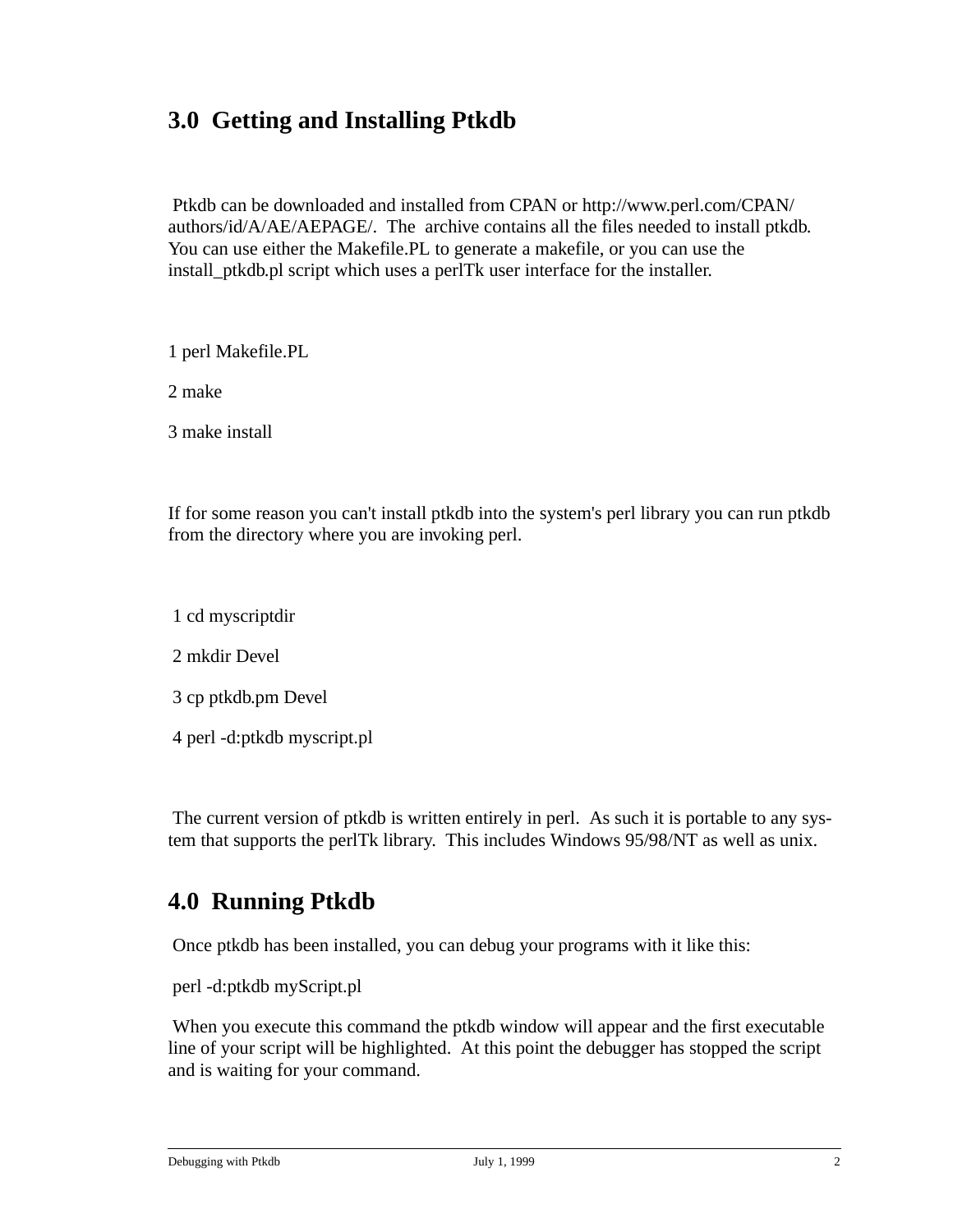## 3.0 Getting and Installing Ptkdb

Ptkdb can be downloaded and installed from CPAN or http://www.perl.com/CPAN/authors/id/A/AE/AEPAGE/. The archive contains all the files needed to install ptkdb. You can use either the Makefile.PL to generate a makefile, or you can use the install_ptkdb.pl script which uses a perlTk user interface for the installer.

1 perl Makefile.PL

2 make

3 make install

If for some reason you can't install ptkdb into the system's perl library you can run ptkdb from the directory where you are invoking perl.

1 cd myscriptdir

2 mkdir Devel

3 cp ptkdb.pm Devel

4 perl -d:ptkdb myscript.pl

The current version of ptkdb is written entirely in perl. As such it is portable to any system that supports the perlTk library. This includes Windows 95/98/NT as well as unix.

## 4.0 Running Ptkdb

Once ptkdb has been installed, you can debug your programs with it like this:

perl -d:ptkdb myScript.pl

When you execute this command the ptkdb window will appear and the first executable line of your script will be highlighted. At this point the debugger has stopped the script and is waiting for your command.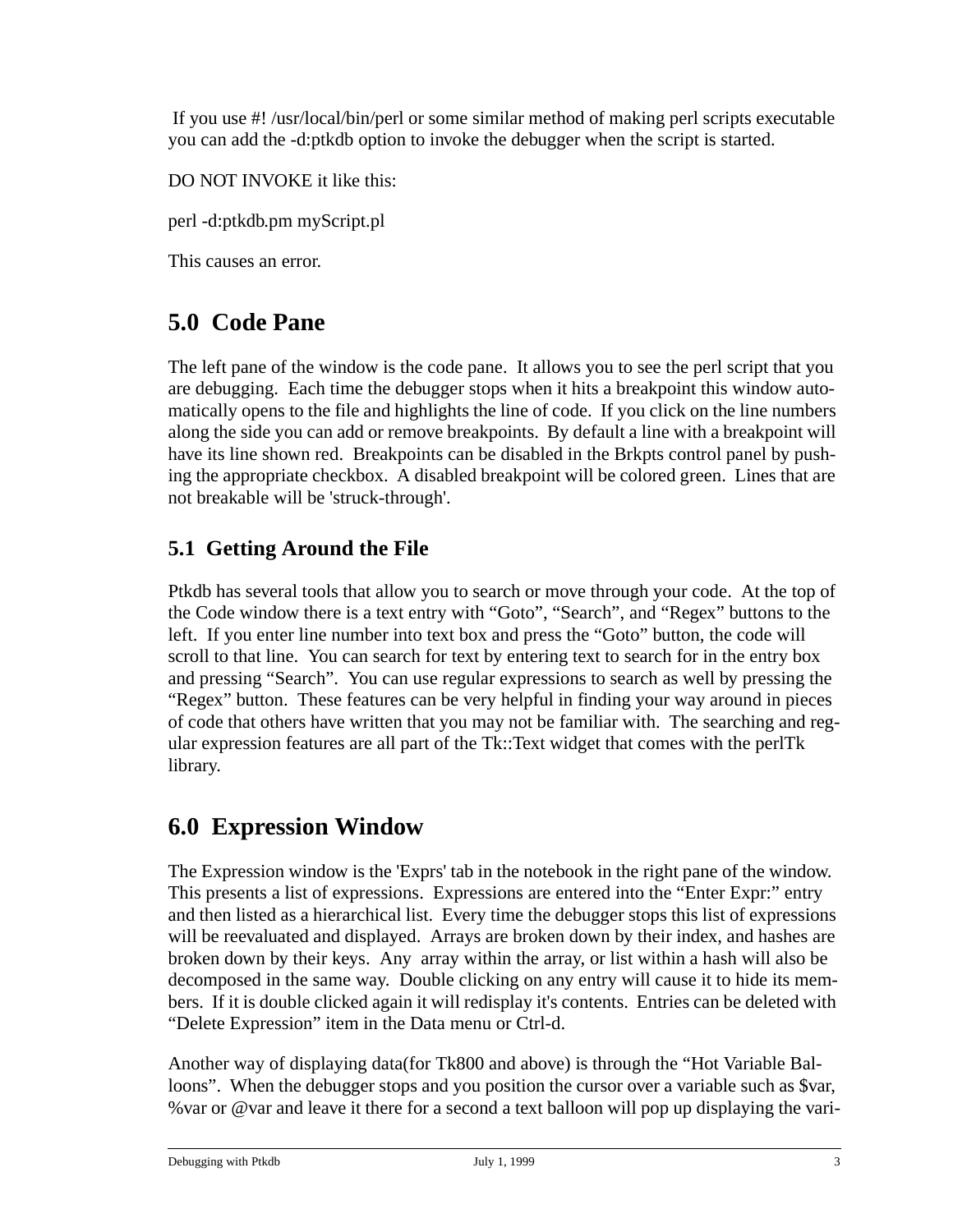If you use #! /usr/local/bin/perl or some similar method of making perl scripts executable you can add the -d:ptkdb option to invoke the debugger when the script is started.

DO NOT INVOKE it like this:

perl -d:ptkdb.pm myScript.pl

This causes an error.

## 5.0 Code Pane

The left pane of the window is the code pane. It allows you to see the perl script that you are debugging. Each time the debugger stops when it hits a breakpoint this window automatically opens to the file and highlights the line of code. If you click on the line numbers along the side you can add or remove breakpoints. By default a line with a breakpoint will have its line shown red. Breakpoints can be disabled in the Brkpts control panel by pushing the appropriate checkbox. A disabled breakpoint will be colored green. Lines that are not breakable will be 'struck-through'.

### 5.1 Getting Around the File

Ptkdb has several tools that allow you to search or move through your code. At the top of the Code window there is a text entry with “Goto”, “Search”, and “Regex” buttons to the left. If you enter line number into text box and press the “Goto” button, the code will scroll to that line. You can search for text by entering text to search for in the entry box and pressing “Search”. You can use regular expressions to search as well by pressing the “Regex” button. These features can be very helpful in finding your way around in pieces of code that others have written that you may not be familiar with. The searching and regular expression features are all part of the Tk::Text widget that comes with the perlTk library.

## 6.0 Expression Window

The Expression window is the 'Exprs' tab in the notebook in the right pane of the window. This presents a list of expressions. Expressions are entered into the “Enter Expr:” entry and then listed as a hierarchical list. Every time the debugger stops this list of expressions will be reevaluated and displayed. Arrays are broken down by their index, and hashes are broken down by their keys. Any array within the array, or list within a hash will also be decomposed in the same way. Double clicking on any entry will cause it to hide its members. If it is double clicked again it will redisplay it's contents. Entries can be deleted with “Delete Expression” item in the Data menu or Ctrl-d.

Another way of displaying data(for Tk800 and above) is through the “Hot Variable Balloons”. When the debugger stops and you position the cursor over a variable such as $var, %var or @var and leave it there for a second a text balloon will pop up displaying the vari-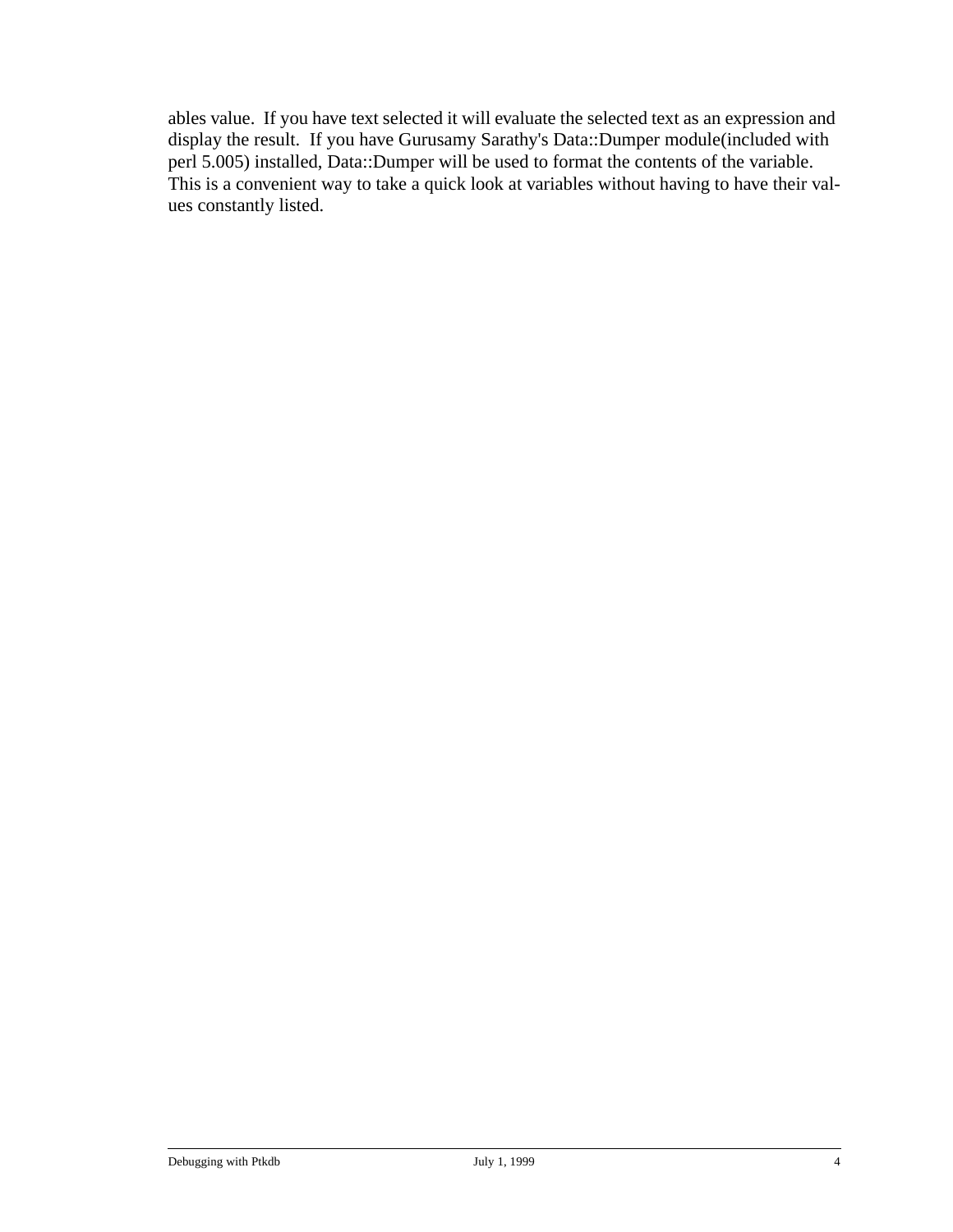ables value. If you have text selected it will evaluate the selected text as an expression and display the result. If you have Gurusamy Sarathy's Data::Dumper module(included with perl 5.005) installed, Data::Dumper will be used to format the contents of the variable. This is a convenient way to take a quick look at variables without having to have their values constantly listed.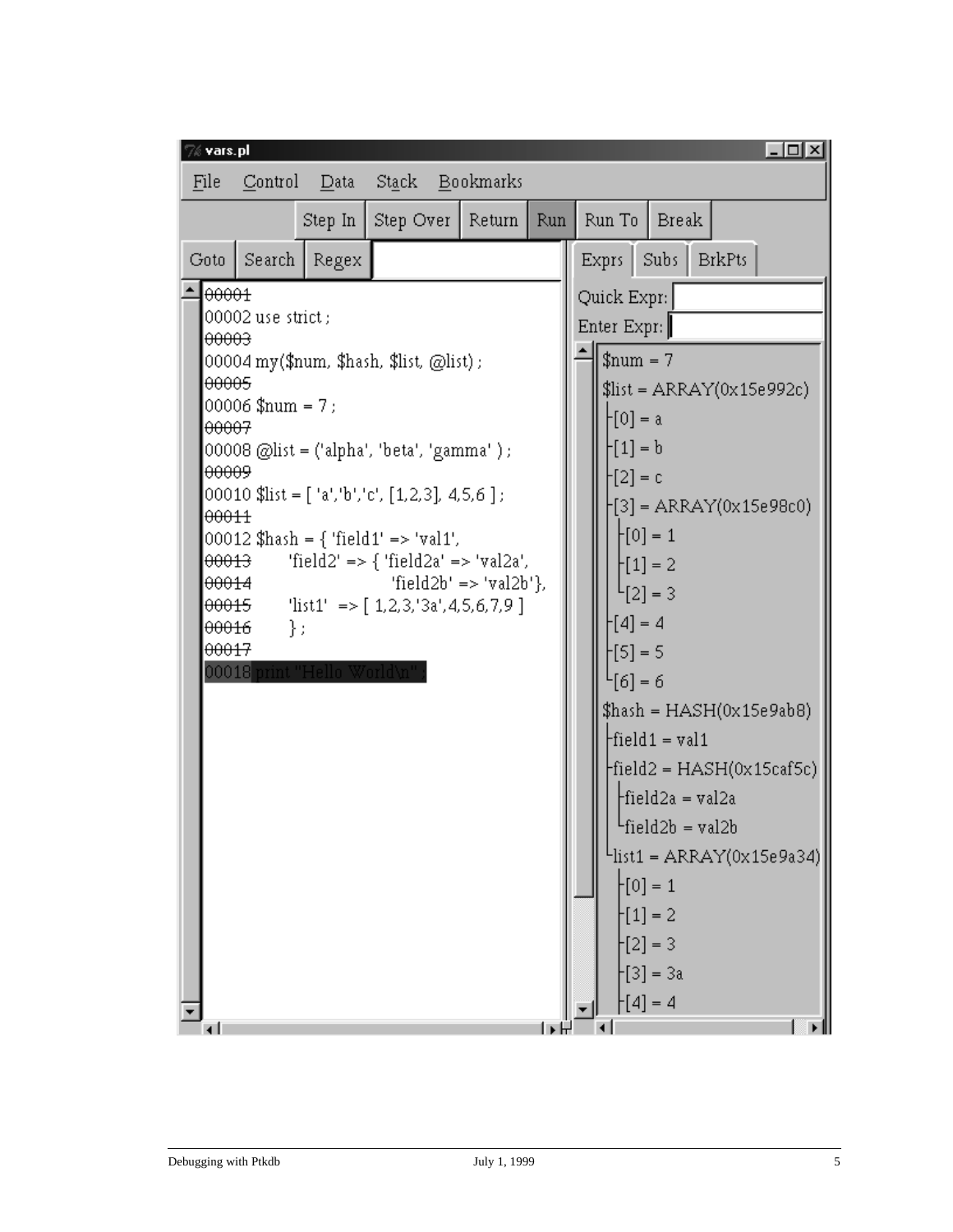vars.pl

File   Control   Data   Stack   Bookmarks

Step In | Step Over | Return | Run | Run To | Break

Goto | Search | Regex

```
00001
00002 use strict ;
00003
00004 my($num, $hash, $list, @list) ;
00005
00006 $num = 7 ;
00007
00008 @list = ('alpha', 'beta', 'gamma' ) ;
00009
00010 $list = [ 'a','b','c', [1,2,3], 4,5,6 ] ;
00011
00012 $hash = { 'field1' => 'val1',
00013        'field2' => { 'field2a' => 'val2a',
00014                       'field2b' => 'val2b'},
00015        'list1'  => [ 1,2,3,'3a',4,5,6,7,9 ]
00016        } ;
00017
00018 print "Hello World\n" ;
```

Exprs | Subs | BrkPts

Quick Expr:

Enter Expr:

```
$num = 7
$list = ARRAY(0x15e992c)
 |-[0] = a
 |-[1] = b
 |-[2] = c
 |-[3] = ARRAY(0x15e98c0)
 |   |-[0] = 1
 |   |-[1] = 2
 |   `-[2] = 3
 |-[4] = 4
 |-[5] = 5
 `-[6] = 6
$hash = HASH(0x15e9ab8)
 |-field1 = val1
 |-field2 = HASH(0x15caf5c)
 |   |-field2a = val2a
 |   `-field2b = val2b
 `-list1 = ARRAY(0x15e9a34)
     |-[0] = 1
     |-[1] = 2
     |-[2] = 3
     |-[3] = 3a
     |-[4] = 4
```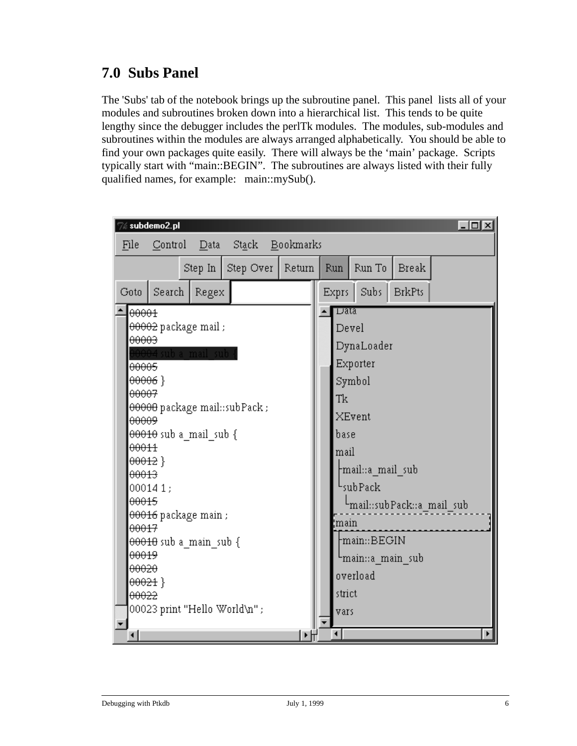## 7.0 Subs Panel

The 'Subs' tab of the notebook brings up the subroutine panel. This panel lists all of your modules and subroutines broken down into a hierarchical list. This tends to be quite lengthy since the debugger includes the perlTk modules. The modules, sub-modules and subroutines within the modules are always arranged alphabetically. You should be able to find your own packages quite easily. There will always be the 'main' package. Scripts typically start with "main::BEGIN". The subroutines are always listed with their fully qualified names, for example: main::mySub().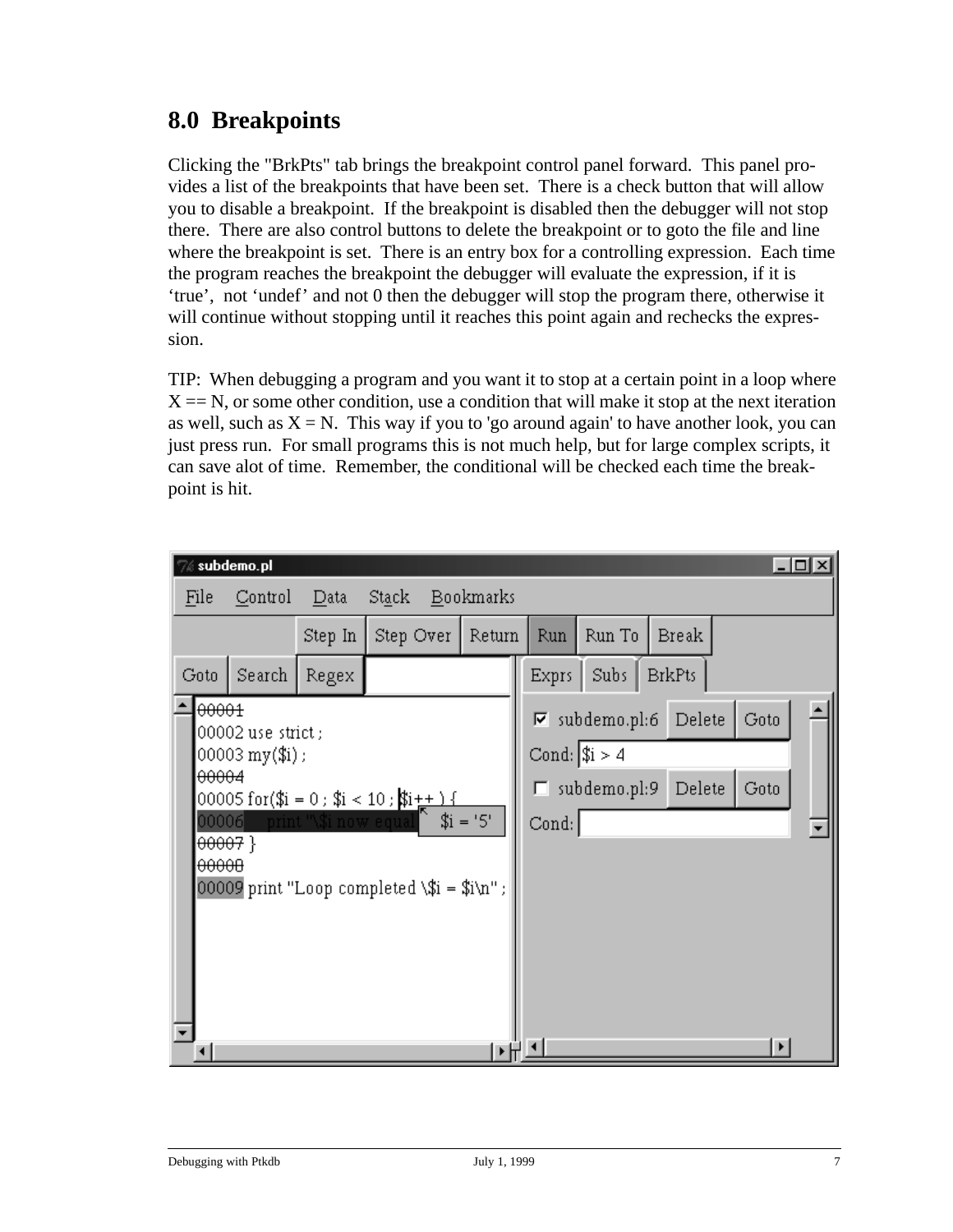## 8.0 Breakpoints

Clicking the "BrkPts" tab brings the breakpoint control panel forward. This panel provides a list of the breakpoints that have been set. There is a check button that will allow you to disable a breakpoint. If the breakpoint is disabled then the debugger will not stop there. There are also control buttons to delete the breakpoint or to goto the file and line where the breakpoint is set. There is an entry box for a controlling expression. Each time the program reaches the breakpoint the debugger will evaluate the expression, if it is 'true', not 'undef' and not 0 then the debugger will stop the program there, otherwise it will continue without stopping until it reaches this point again and rechecks the expression.

TIP: When debugging a program and you want it to stop at a certain point in a loop where X == N, or some other condition, use a condition that will make it stop at the next iteration as well, such as X = N. This way if you to 'go around again' to have another look, you can just press run. For small programs this is not much help, but for large complex scripts, it can save alot of time. Remember, the conditional will be checked each time the breakpoint is hit.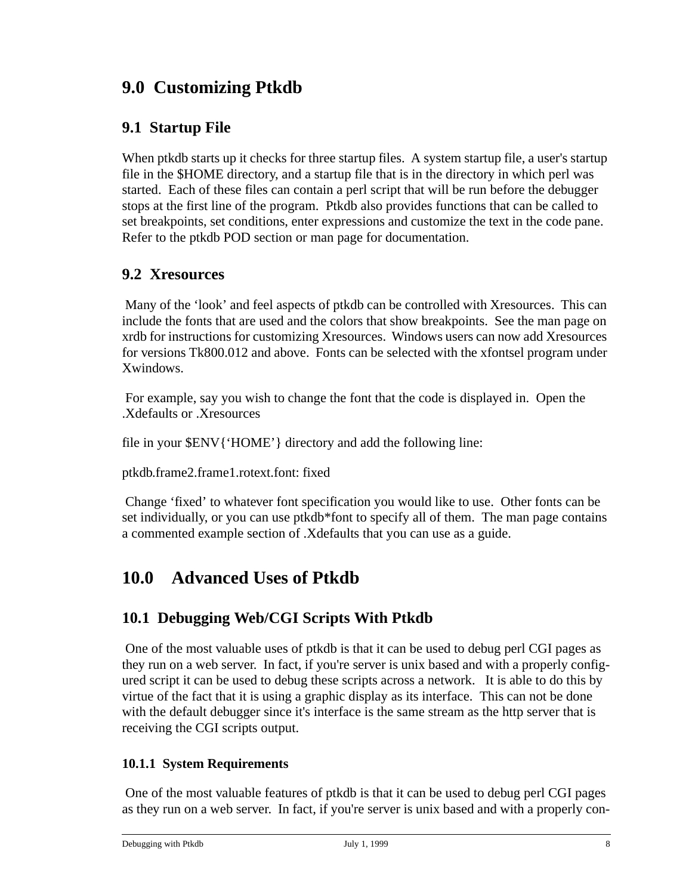# 9.0 Customizing Ptkdb

## 9.1 Startup File

When ptkdb starts up it checks for three startup files. A system startup file, a user's startup file in the $HOME directory, and a startup file that is in the directory in which perl was started. Each of these files can contain a perl script that will be run before the debugger stops at the first line of the program. Ptkdb also provides functions that can be called to set breakpoints, set conditions, enter expressions and customize the text in the code pane. Refer to the ptkdb POD section or man page for documentation.

## 9.2 Xresources

Many of the 'look' and feel aspects of ptkdb can be controlled with Xresources. This can include the fonts that are used and the colors that show breakpoints. See the man page on xrdb for instructions for customizing Xresources. Windows users can now add Xresources for versions Tk800.012 and above. Fonts can be selected with the xfontsel program under Xwindows.

For example, say you wish to change the font that the code is displayed in. Open the .Xdefaults or .Xresources

file in your $ENV{'HOME'} directory and add the following line:

```
ptkdb.frame2.frame1.rotext.font: fixed
```

Change 'fixed' to whatever font specification you would like to use. Other fonts can be set individually, or you can use ptkdb*font to specify all of them. The man page contains a commented example section of .Xdefaults that you can use as a guide.

# 10.0 Advanced Uses of Ptkdb

## 10.1 Debugging Web/CGI Scripts With Ptkdb

One of the most valuable uses of ptkdb is that it can be used to debug perl CGI pages as they run on a web server. In fact, if you're server is unix based and with a properly configured script it can be used to debug these scripts across a network. It is able to do this by virtue of the fact that it is using a graphic display as its interface. This can not be done with the default debugger since it's interface is the same stream as the http server that is receiving the CGI scripts output.

### 10.1.1 System Requirements

One of the most valuable features of ptkdb is that it can be used to debug perl CGI pages as they run on a web server. In fact, if you're server is unix based and with a properly con-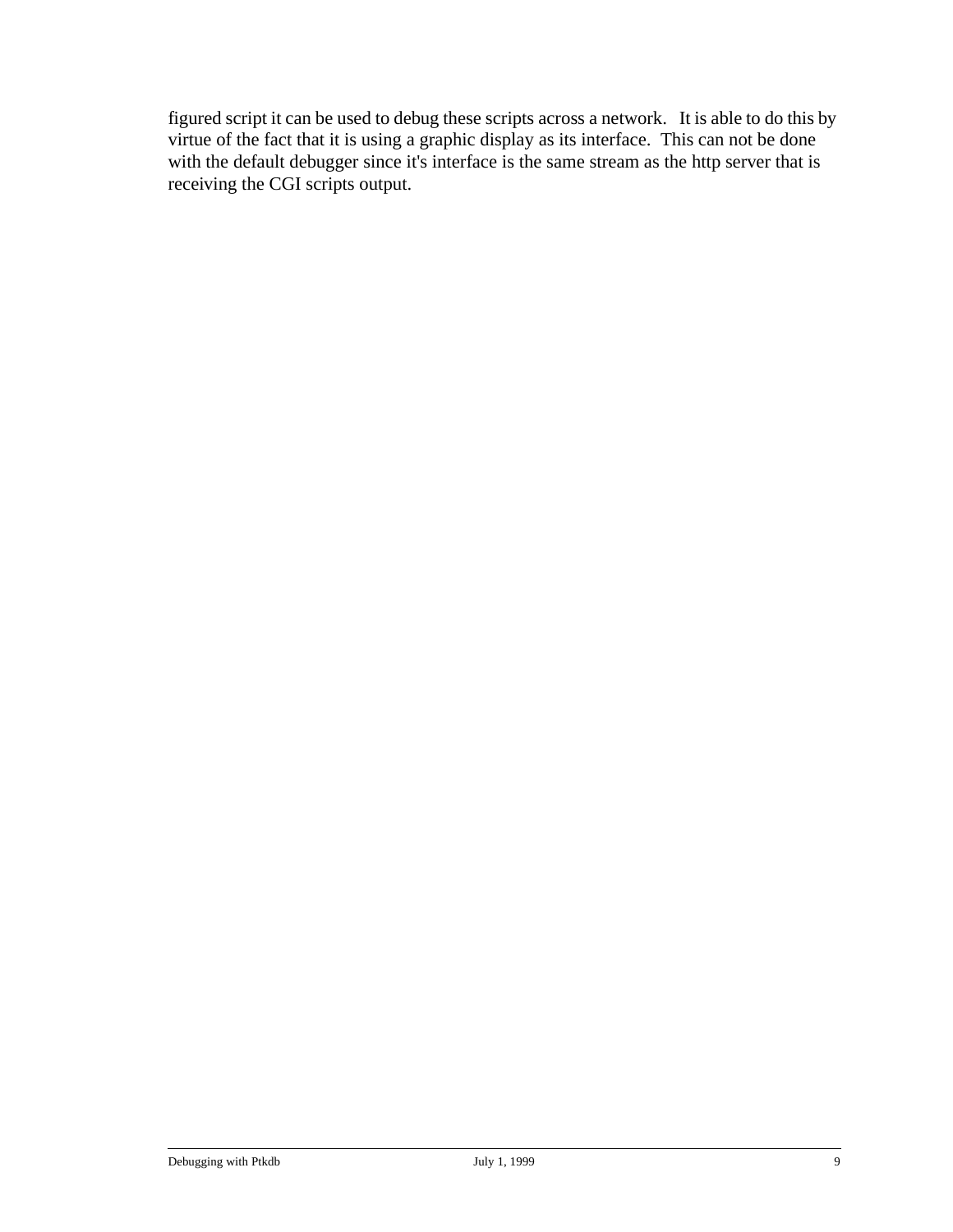figured script it can be used to debug these scripts across a network. It is able to do this by virtue of the fact that it is using a graphic display as its interface. This can not be done with the default debugger since it's interface is the same stream as the http server that is receiving the CGI scripts output.